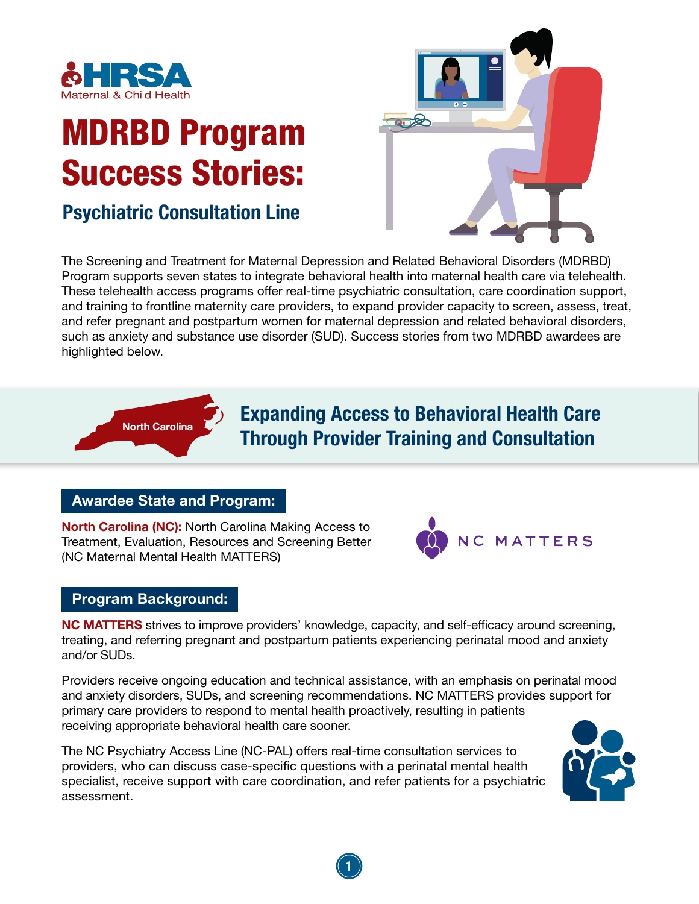HRSA
Maternal & Child Health

# MDRBD Program Success Stories:

## Psychiatric Consultation Line

The Screening and Treatment for Maternal Depression and Related Behavioral Disorders (MDRBD) Program supports seven states to integrate behavioral health into maternal health care via telehealth. These telehealth access programs offer real-time psychiatric consultation, care coordination support, and training to frontline maternity care providers, to expand provider capacity to screen, assess, treat, and refer pregnant and postpartum women for maternal depression and related behavioral disorders, such as anxiety and substance use disorder (SUD). Success stories from two MDRBD awardees are highlighted below.

North Carolina

## Expanding Access to Behavioral Health Care Through Provider Training and Consultation

### Awardee State and Program:

**North Carolina (NC):** North Carolina Making Access to Treatment, Evaluation, Resources and Screening Better (NC Maternal Mental Health MATTERS)

NC MATTERS

### Program Background:

**NC MATTERS** strives to improve providers' knowledge, capacity, and self-efficacy around screening, treating, and referring pregnant and postpartum patients experiencing perinatal mood and anxiety and/or SUDs.

Providers receive ongoing education and technical assistance, with an emphasis on perinatal mood and anxiety disorders, SUDs, and screening recommendations. NC MATTERS provides support for primary care providers to respond to mental health proactively, resulting in patients receiving appropriate behavioral health care sooner.

The NC Psychiatry Access Line (NC-PAL) offers real-time consultation services to providers, who can discuss case-specific questions with a perinatal mental health specialist, receive support with care coordination, and refer patients for a psychiatric assessment.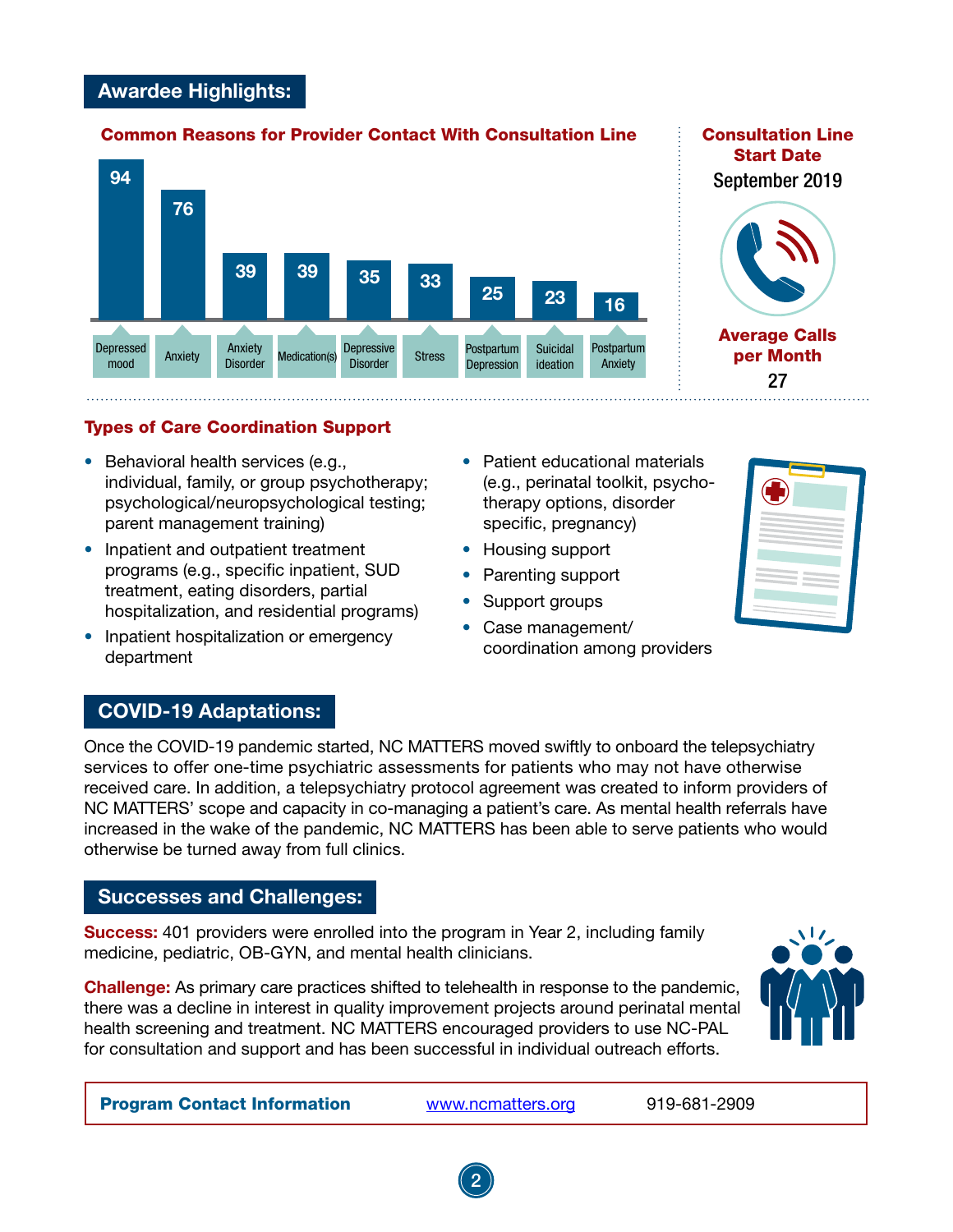## Awardee Highlights:

### Common Reasons for Provider Contact With Consultation Line

| Reason | Count |
| --- | --- |
| Depressed mood | 94 |
| Anxiety | 76 |
| Anxiety Disorder | 39 |
| Medication(s) | 39 |
| Depressive Disorder | 35 |
| Stress | 33 |
| Postpartum Depression | 25 |
| Suicidal ideation | 23 |
| Postpartum Anxiety | 16 |

**Consultation Line Start Date**

September 2019

**Average Calls per Month**

27

### Types of Care Coordination Support

- Behavioral health services (e.g., individual, family, or group psychotherapy; psychological/neuropsychological testing; parent management training)
- Inpatient and outpatient treatment programs (e.g., specific inpatient, SUD treatment, eating disorders, partial hospitalization, and residential programs)
- Inpatient hospitalization or emergency department
- Patient educational materials (e.g., perinatal toolkit, psychotherapy options, disorder specific, pregnancy)
- Housing support
- Parenting support
- Support groups
- Case management/ coordination among providers

## COVID-19 Adaptations:

Once the COVID-19 pandemic started, NC MATTERS moved swiftly to onboard the telepsychiatry services to offer one-time psychiatric assessments for patients who may not have otherwise received care. In addition, a telepsychiatry protocol agreement was created to inform providers of NC MATTERS' scope and capacity in co-managing a patient's care. As mental health referrals have increased in the wake of the pandemic, NC MATTERS has been able to serve patients who would otherwise be turned away from full clinics.

## Successes and Challenges:

**Success:** 401 providers were enrolled into the program in Year 2, including family medicine, pediatric, OB-GYN, and mental health clinicians.

**Challenge:** As primary care practices shifted to telehealth in response to the pandemic, there was a decline in interest in quality improvement projects around perinatal mental health screening and treatment. NC MATTERS encouraged providers to use NC-PAL for consultation and support and has been successful in individual outreach efforts.

| **Program Contact Information** | www.ncmatters.org | 919-681-2909 |
| --- | --- | --- |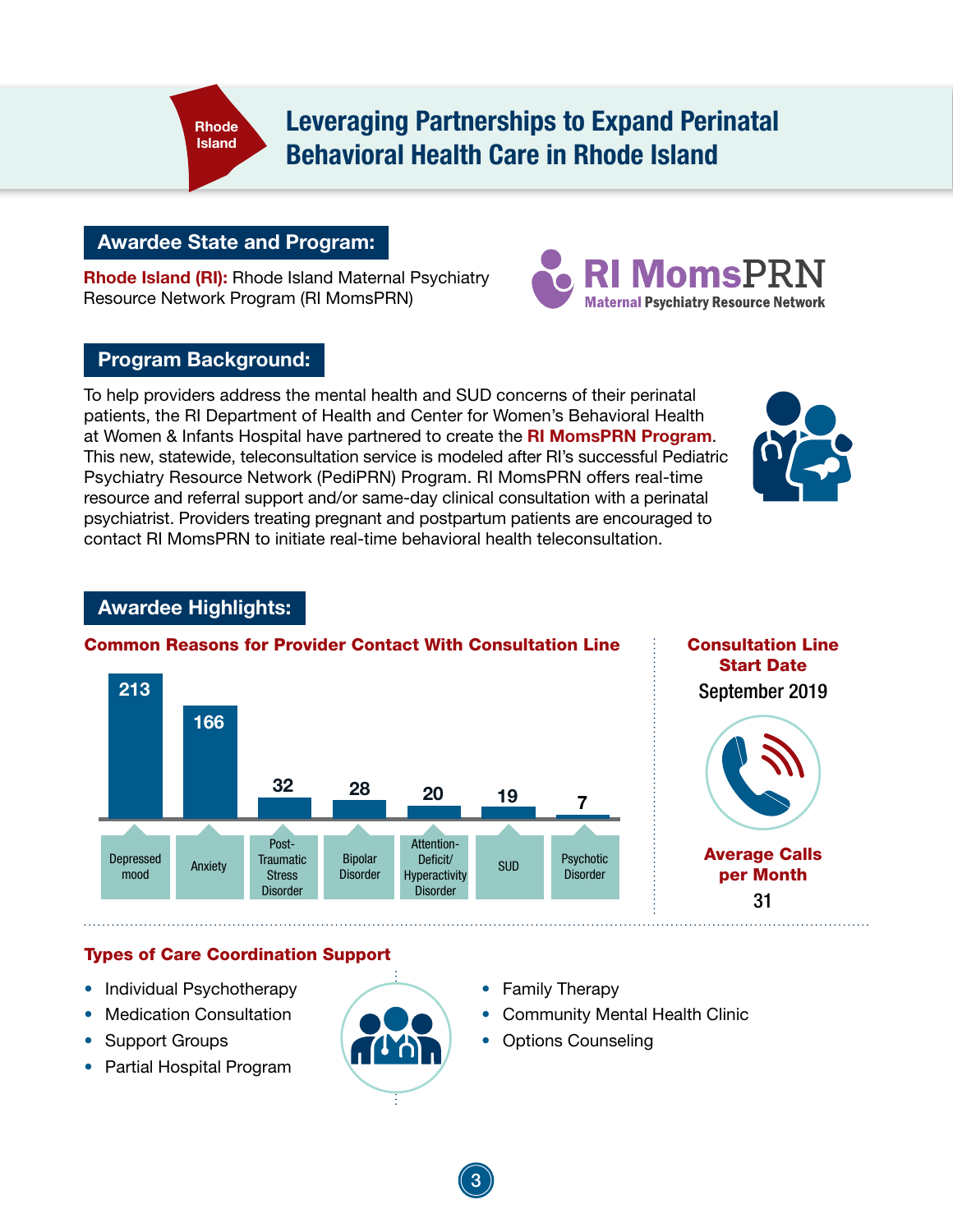Rhode Island

# Leveraging Partnerships to Expand Perinatal Behavioral Health Care in Rhode Island

## Awardee State and Program:

**Rhode Island (RI):** Rhode Island Maternal Psychiatry Resource Network Program (RI MomsPRN)

RI MomsPRN — Maternal Psychiatry Resource Network

## Program Background:

To help providers address the mental health and SUD concerns of their perinatal patients, the RI Department of Health and Center for Women's Behavioral Health at Women & Infants Hospital have partnered to create the **RI MomsPRN Program**. This new, statewide, teleconsultation service is modeled after RI's successful Pediatric Psychiatry Resource Network (PediPRN) Program. RI MomsPRN offers real-time resource and referral support and/or same-day clinical consultation with a perinatal psychiatrist. Providers treating pregnant and postpartum patients are encouraged to contact RI MomsPRN to initiate real-time behavioral health teleconsultation.

## Awardee Highlights:

### Common Reasons for Provider Contact With Consultation Line

| Reason | Count |
| --- | --- |
| Depressed mood | 213 |
| Anxiety | 166 |
| Post-Traumatic Stress Disorder | 32 |
| Bipolar Disorder | 28 |
| Attention-Deficit/ Hyperactivity Disorder | 20 |
| SUD | 19 |
| Psychotic Disorder | 7 |

### Consultation Line Start Date

September 2019

### Average Calls per Month

31

### Types of Care Coordination Support

- Individual Psychotherapy
- Medication Consultation
- Support Groups
- Partial Hospital Program
- Family Therapy
- Community Mental Health Clinic
- Options Counseling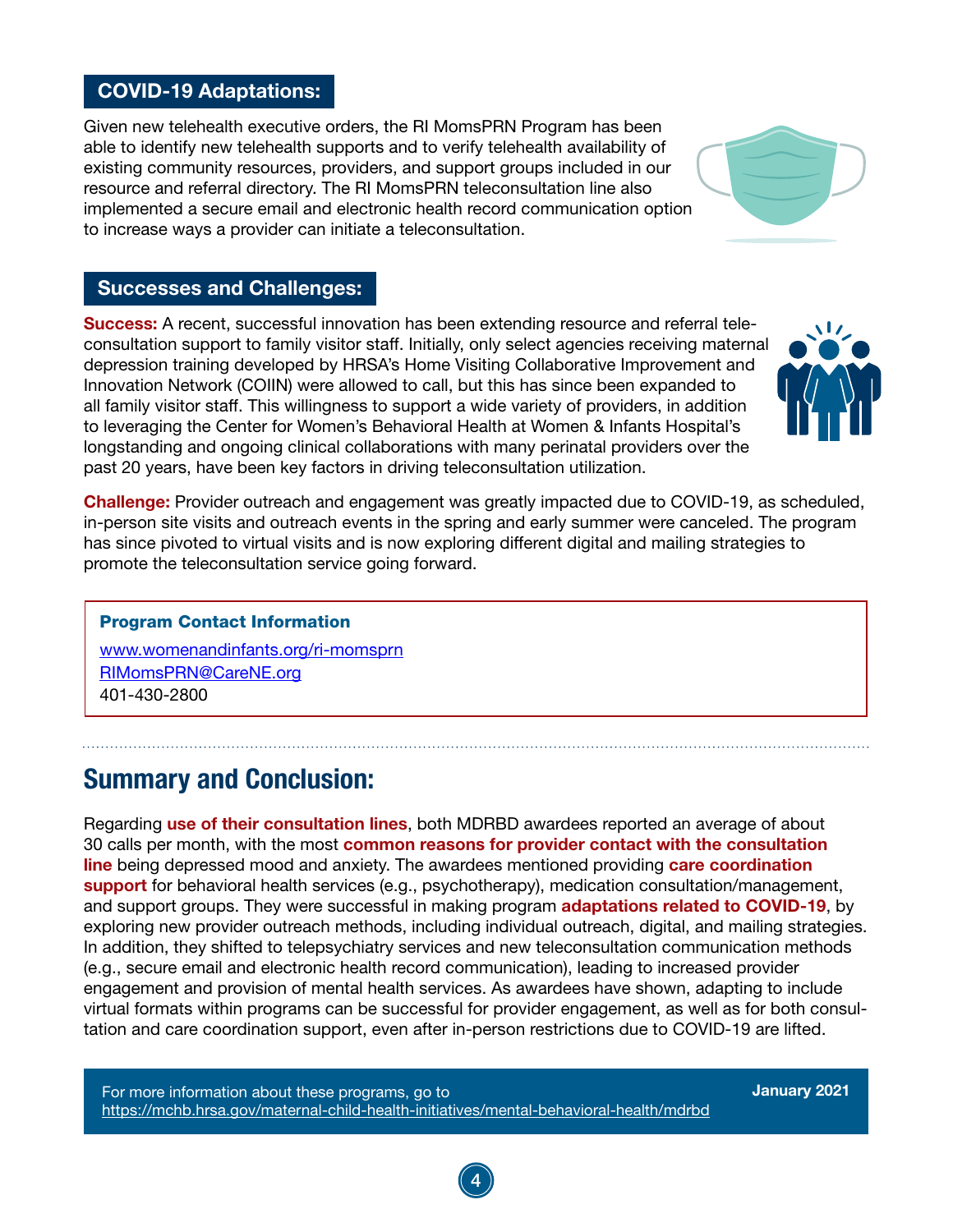## COVID-19 Adaptations:

Given new telehealth executive orders, the RI MomsPRN Program has been able to identify new telehealth supports and to verify telehealth availability of existing community resources, providers, and support groups included in our resource and referral directory. The RI MomsPRN teleconsultation line also implemented a secure email and electronic health record communication option to increase ways a provider can initiate a teleconsultation.

## Successes and Challenges:

**Success:** A recent, successful innovation has been extending resource and referral teleconsultation support to family visitor staff. Initially, only select agencies receiving maternal depression training developed by HRSA's Home Visiting Collaborative Improvement and Innovation Network (COIIN) were allowed to call, but this has since been expanded to all family visitor staff. This willingness to support a wide variety of providers, in addition to leveraging the Center for Women's Behavioral Health at Women & Infants Hospital's longstanding and ongoing clinical collaborations with many perinatal providers over the past 20 years, have been key factors in driving teleconsultation utilization.

**Challenge:** Provider outreach and engagement was greatly impacted due to COVID-19, as scheduled, in-person site visits and outreach events in the spring and early summer were canceled. The program has since pivoted to virtual visits and is now exploring different digital and mailing strategies to promote the teleconsultation service going forward.

**Program Contact Information**

www.womenandinfants.org/ri-momsprn
RIMomsPRN@CareNE.org
401-430-2800

# Summary and Conclusion:

Regarding **use of their consultation lines**, both MDRBD awardees reported an average of about 30 calls per month, with the most **common reasons for provider contact with the consultation line** being depressed mood and anxiety. The awardees mentioned providing **care coordination support** for behavioral health services (e.g., psychotherapy), medication consultation/management, and support groups. They were successful in making program **adaptations related to COVID-19**, by exploring new provider outreach methods, including individual outreach, digital, and mailing strategies. In addition, they shifted to telepsychiatry services and new teleconsultation communication methods (e.g., secure email and electronic health record communication), leading to increased provider engagement and provision of mental health services. As awardees have shown, adapting to include virtual formats within programs can be successful for provider engagement, as well as for both consultation and care coordination support, even after in-person restrictions due to COVID-19 are lifted.

For more information about these programs, go to https://mchb.hrsa.gov/maternal-child-health-initiatives/mental-behavioral-health/mdrbd

**January 2021**